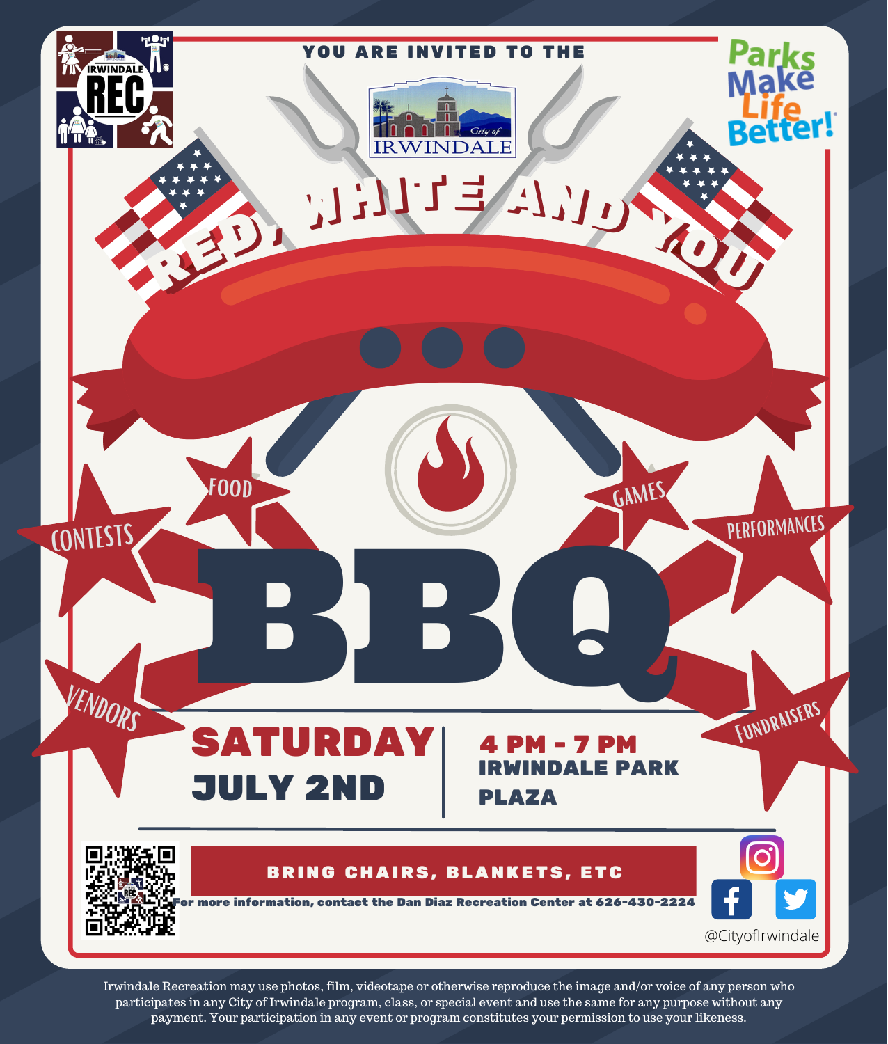IRWINDALE REC

YOU ARE INVITED TO THE

City of IRWINDALE

Parks Make Life Better!

# RED, WHITE AND YOU

# BBQ

CONTESTS

FOOD

GAMES

PERFORMANCES

VENDORS

FUNDRAISERS

## SATURDAY JULY 2ND

## 4 PM - 7 PM IRWINDALE PARK PLAZA

**BRING CHAIRS, BLANKETS, ETC**

For more information, contact the Dan Diaz Recreation Center at 626-430-2224

@CityofIrwindale

Irwindale Recreation may use photos, film, videotape or otherwise reproduce the image and/or voice of any person who participates in any City of Irwindale program, class, or special event and use the same for any purpose without any payment. Your participation in any event or program constitutes your permission to use your likeness.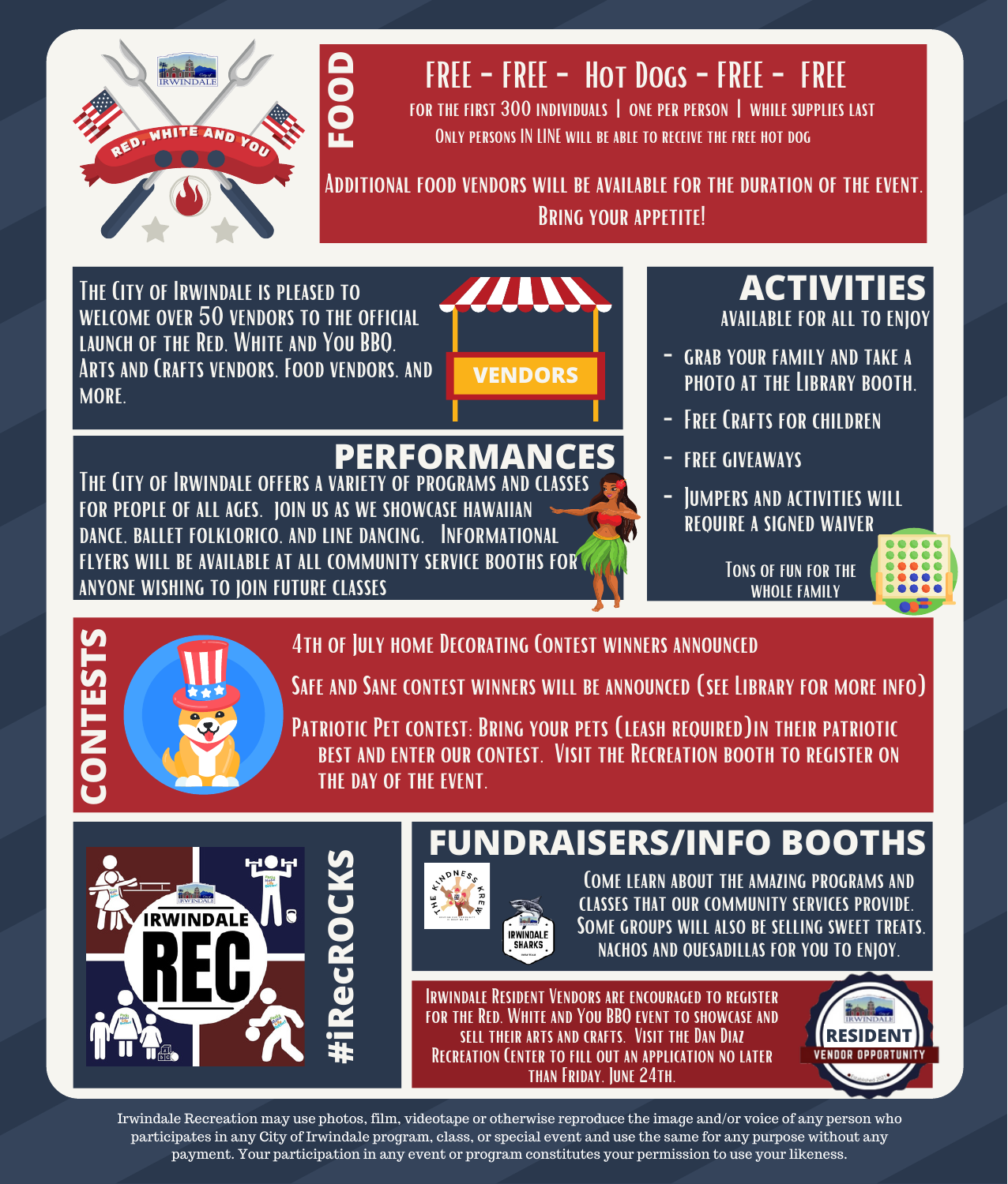## FOOD

**FREE - FREE - Hot Dogs - FREE - FREE**

For the first 300 individuals | one per person | while supplies last

Only persons IN LINE will be able to receive the free hot dog

Additional food vendors will be available for the duration of the event. Bring your appetite!

## VENDORS

The City of Irwindale is pleased to welcome over 50 vendors to the official launch of the Red, White and You BBQ. Arts and Crafts vendors, Food vendors, and more.

## ACTIVITIES

Available for all to enjoy

- Grab your family and take a photo at the Library booth.
- Free Crafts for Children
- Free giveaways
- Jumpers and activities will require a signed waiver

Tons of fun for the whole family

## PERFORMANCES

The City of Irwindale offers a variety of programs and classes for people of all ages. Join us as we showcase Hawaiian dance, Ballet Folklorico, and line dancing. Informational flyers will be available at all community service booths for anyone wishing to join future classes

## CONTESTS

4th of July home Decorating Contest winners announced

Safe and Sane contest winners will be announced (see Library for more info)

Patriotic Pet contest: Bring your pets (leash required)in their patriotic best and enter our contest. Visit the Recreation booth to register on the day of the event.

## #iRecROCKS

## FUNDRAISERS/INFO BOOTHS

Come learn about the amazing programs and classes that our community services provide. Some groups will also be selling sweet treats, nachos and quesadillas for you to enjoy.

## RESIDENT VENDOR OPPORTUNITY

Irwindale Resident Vendors are encouraged to register for the Red, White and You BBQ event to showcase and sell their arts and crafts. Visit the Dan Diaz Recreation Center to fill out an application no later than Friday, June 24th.

Irwindale Recreation may use photos, film, videotape or otherwise reproduce the image and/or voice of any person who participates in any City of Irwindale program, class, or special event and use the same for any purpose without any payment. Your participation in any event or program constitutes your permission to use your likeness.